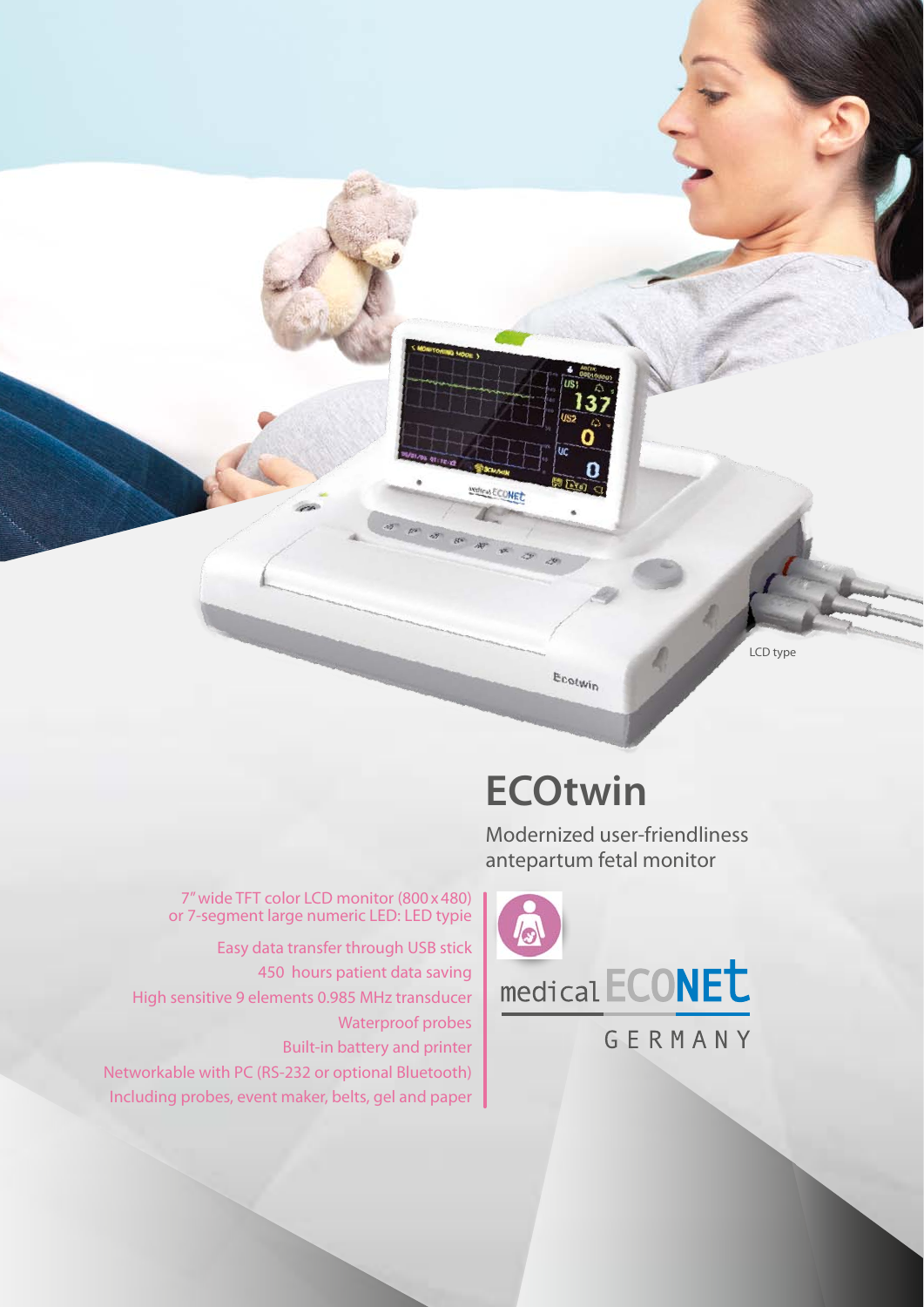LCD type

# ECOtwin

Modernized user-friendliness antepartum fetal monitor

7" wide TFT color LCD monitor (800 x 480) or 7-segment large numeric LED: LED typie

Easy data transfer through USB stick

450 hours patient data saving

High sensitive 9 elements 0.985 MHz transducer

Waterproof probes

Built-in battery and printer

Networkable with PC (RS-232 or optional Bluetooth)

Including probes, event maker, belts, gel and paper

medical ECONET

GERMANY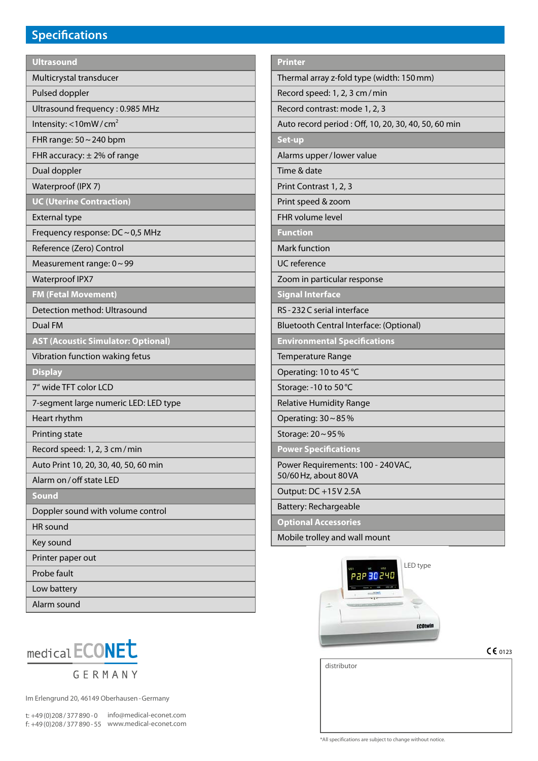## Specifications

| Ultrasound |
|---|
| Multicrystal transducer |
| Pulsed doppler |
| Ultrasound frequency : 0.985 MHz |
| Intensity: <10mW / cm$^2$ |
| FHR range: 50 ~ 240 bpm |
| FHR accuracy: ± 2% of range |
| Dual doppler |
| Waterproof (IPX 7) |
| **UC (Uterine Contraction)** |
| External type |
| Frequency response: DC ~ 0,5 MHz |
| Reference (Zero) Control |
| Measurement range: 0 ~ 99 |
| Waterproof IPX7 |
| **FM (Fetal Movement)** |
| Detection method: Ultrasound |
| Dual FM |
| **AST (Acoustic Simulator: Optional)** |
| Vibration function waking fetus |
| **Display** |
| 7" wide TFT color LCD |
| 7-segment large numeric LED: LED type |
| Heart rhythm |
| Printing state |
| Record speed: 1, 2, 3 cm / min |
| Auto Print 10, 20, 30, 40, 50, 60 min |
| Alarm on / off state LED |
| **Sound** |
| Doppler sound with volume control |
| HR sound |
| Key sound |
| Printer paper out |
| Probe fault |
| Low battery |
| Alarm sound |

| Printer |
|---|
| Thermal array z-fold type (width: 150 mm) |
| Record speed: 1, 2, 3 cm / min |
| Record contrast: mode 1, 2, 3 |
| Auto record period : Off, 10, 20, 30, 40, 50, 60 min |
| **Set-up** |
| Alarms upper / lower value |
| Time & date |
| Print Contrast 1, 2, 3 |
| Print speed & zoom |
| FHR volume level |
| **Function** |
| Mark function |
| UC reference |
| Zoom in particular response |
| **Signal Interface** |
| RS - 232 C serial interface |
| Bluetooth Central Interface: (Optional) |
| **Environmental Specifications** |
| Temperature Range |
| Operating: 10 to 45 °C |
| Storage: -10 to 50 °C |
| Relative Humidity Range |
| Operating: 30 ~ 85 % |
| Storage: 20 ~ 95 % |
| **Power Specifications** |
| Power Requirements: 100 - 240 VAC, 50/60 Hz, about 80 VA |
| Output: DC +15V 2.5A |
| Battery: Rechargeable |
| **Optional Accessories** |
| Mobile trolley and wall mount |

LED type

CE 0123

medical ECONET
GERMANY

Im Erlengrund 20, 46149 Oberhausen - Germany

t: +49 (0)208 / 377 890 - 0 info@medical-econet.com
f: +49 (0)208 / 377 890 - 55 www.medical-econet.com

distributor

*All specifications are subject to change without notice.